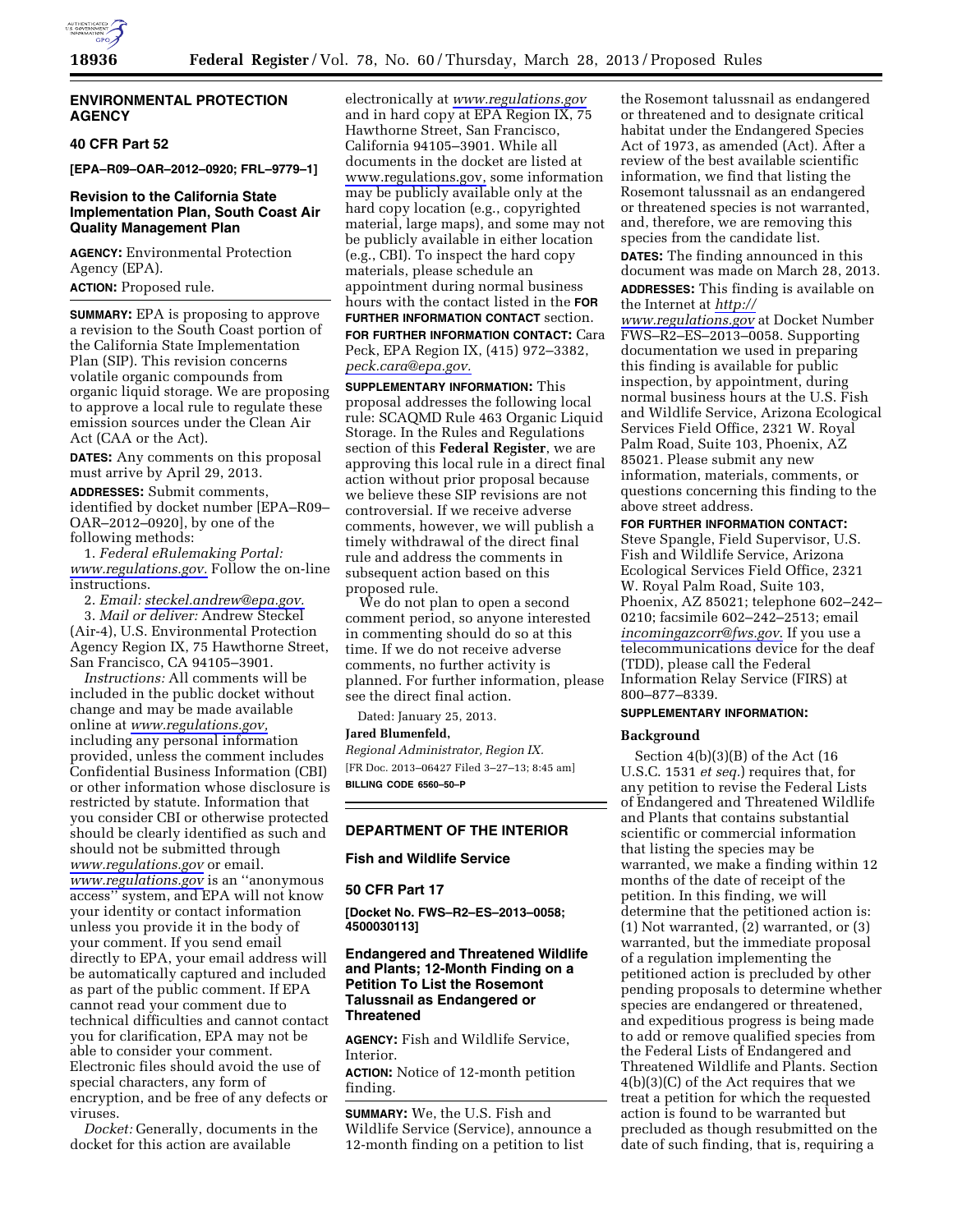## ENVIRONMENTAL PROTECTION AGENCY

### 40 CFR Part 52

**[EPA–R09–OAR–2012–0920; FRL–9779–1]**

### Revision to the California State Implementation Plan, South Coast Air Quality Management Plan

**AGENCY:** Environmental Protection Agency (EPA).

**ACTION:** Proposed rule.

**SUMMARY:** EPA is proposing to approve a revision to the South Coast portion of the California State Implementation Plan (SIP). This revision concerns volatile organic compounds from organic liquid storage. We are proposing to approve a local rule to regulate these emission sources under the Clean Air Act (CAA or the Act).

**DATES:** Any comments on this proposal must arrive by April 29, 2013.

**ADDRESSES:** Submit comments, identified by docket number [EPA–R09–OAR–2012–0920], by one of the following methods:

1. *Federal eRulemaking Portal: www.regulations.gov.* Follow the on-line instructions.

2. *Email: steckel.andrew@epa.gov.*

3. *Mail or deliver:* Andrew Steckel (Air-4), U.S. Environmental Protection Agency Region IX, 75 Hawthorne Street, San Francisco, CA 94105–3901.

*Instructions:* All comments will be included in the public docket without change and may be made available online at *www.regulations.gov,* including any personal information provided, unless the comment includes Confidential Business Information (CBI) or other information whose disclosure is restricted by statute. Information that you consider CBI or otherwise protected should be clearly identified as such and should not be submitted through *www.regulations.gov* or email. *www.regulations.gov* is an ''anonymous access'' system, and EPA will not know your identity or contact information unless you provide it in the body of your comment. If you send email directly to EPA, your email address will be automatically captured and included as part of the public comment. If EPA cannot read your comment due to technical difficulties and cannot contact you for clarification, EPA may not be able to consider your comment. Electronic files should avoid the use of special characters, any form of encryption, and be free of any defects or viruses.

*Docket:* Generally, documents in the docket for this action are available electronically at *www.regulations.gov* and in hard copy at EPA Region IX, 75 Hawthorne Street, San Francisco, California 94105–3901. While all documents in the docket are listed at www.regulations.gov, some information may be publicly available only at the hard copy location (e.g., copyrighted material, large maps), and some may not be publicly available in either location (e.g., CBI). To inspect the hard copy materials, please schedule an appointment during normal business hours with the contact listed in the **FOR FURTHER INFORMATION CONTACT** section.

**FOR FURTHER INFORMATION CONTACT:** Cara Peck, EPA Region IX, (415) 972–3382, *peck.cara@epa.gov.*

**SUPPLEMENTARY INFORMATION:** This proposal addresses the following local rule: SCAQMD Rule 463 Organic Liquid Storage. In the Rules and Regulations section of this **Federal Register**, we are approving this local rule in a direct final action without prior proposal because we believe these SIP revisions are not controversial. If we receive adverse comments, however, we will publish a timely withdrawal of the direct final rule and address the comments in subsequent action based on this proposed rule.

We do not plan to open a second comment period, so anyone interested in commenting should do so at this time. If we do not receive adverse comments, no further activity is planned. For further information, please see the direct final action.

Dated: January 25, 2013.

**Jared Blumenfeld,**

*Regional Administrator, Region IX.*

[FR Doc. 2013–06427 Filed 3–27–13; 8:45 am]

**BILLING CODE 6560–50–P**

---

## DEPARTMENT OF THE INTERIOR

### Fish and Wildlife Service

### 50 CFR Part 17

**[Docket No. FWS–R2–ES–2013–0058; 4500030113]**

### Endangered and Threatened Wildlife and Plants; 12-Month Finding on a Petition To List the Rosemont Talussnail as Endangered or Threatened

**AGENCY:** Fish and Wildlife Service, Interior.

**ACTION:** Notice of 12-month petition finding.

**SUMMARY:** We, the U.S. Fish and Wildlife Service (Service), announce a 12-month finding on a petition to list the Rosemont talussnail as endangered or threatened and to designate critical habitat under the Endangered Species Act of 1973, as amended (Act). After a review of the best available scientific information, we find that listing the Rosemont talussnail as an endangered or threatened species is not warranted, and, therefore, we are removing this species from the candidate list.

**DATES:** The finding announced in this document was made on March 28, 2013.

**ADDRESSES:** This finding is available on the Internet at *http://www.regulations.gov* at Docket Number FWS–R2–ES–2013–0058. Supporting documentation we used in preparing this finding is available for public inspection, by appointment, during normal business hours at the U.S. Fish and Wildlife Service, Arizona Ecological Services Field Office, 2321 W. Royal Palm Road, Suite 103, Phoenix, AZ 85021. Please submit any new information, materials, comments, or questions concerning this finding to the above street address.

**FOR FURTHER INFORMATION CONTACT:** Steve Spangle, Field Supervisor, U.S. Fish and Wildlife Service, Arizona Ecological Services Field Office, 2321 W. Royal Palm Road, Suite 103, Phoenix, AZ 85021; telephone 602–242–0210; facsimile 602–242–2513; email *incomingazcorr@fws.gov.* If you use a telecommunications device for the deaf (TDD), please call the Federal Information Relay Service (FIRS) at 800–877–8339.

**SUPPLEMENTARY INFORMATION:**

#### Background

Section 4(b)(3)(B) of the Act (16 U.S.C. 1531 *et seq.*) requires that, for any petition to revise the Federal Lists of Endangered and Threatened Wildlife and Plants that contains substantial scientific or commercial information that listing the species may be warranted, we make a finding within 12 months of the date of receipt of the petition. In this finding, we will determine that the petitioned action is: (1) Not warranted, (2) warranted, or (3) warranted, but the immediate proposal of a regulation implementing the petitioned action is precluded by other pending proposals to determine whether species are endangered or threatened, and expeditious progress is being made to add or remove qualified species from the Federal Lists of Endangered and Threatened Wildlife and Plants. Section 4(b)(3)(C) of the Act requires that we treat a petition for which the requested action is found to be warranted but precluded as though resubmitted on the date of such finding, that is, requiring a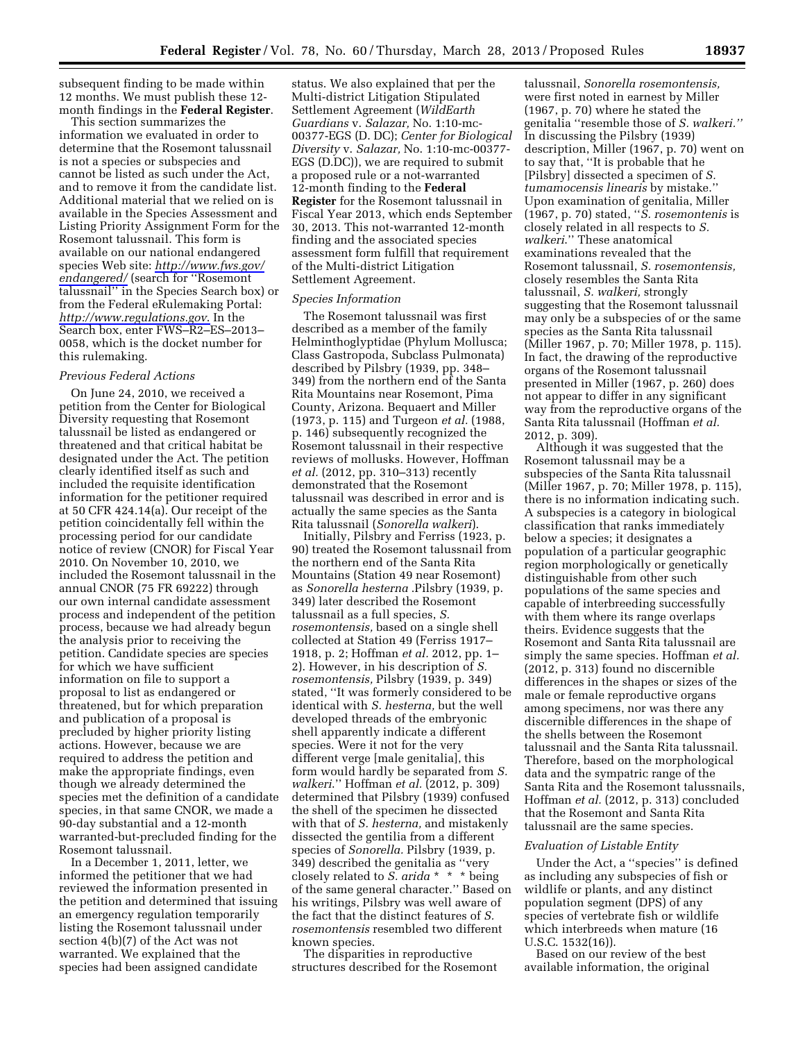subsequent finding to be made within 12 months. We must publish these 12-month findings in the **Federal Register**.

This section summarizes the information we evaluated in order to determine that the Rosemont talussnail is not a species or subspecies and cannot be listed as such under the Act, and to remove it from the candidate list. Additional material that we relied on is available in the Species Assessment and Listing Priority Assignment Form for the Rosemont talussnail. This form is available on our national endangered species Web site: *http://www.fws.gov/endangered/* (search for ''Rosemont talussnail'' in the Species Search box) or from the Federal eRulemaking Portal: *http://www.regulations.gov*. In the Search box, enter FWS–R2–ES–2013–0058, which is the docket number for this rulemaking.

*Previous Federal Actions*

On June 24, 2010, we received a petition from the Center for Biological Diversity requesting that Rosemont talussnail be listed as endangered or threatened and that critical habitat be designated under the Act. The petition clearly identified itself as such and included the requisite identification information for the petitioner required at 50 CFR 424.14(a). Our receipt of the petition coincidentally fell within the processing period for our candidate notice of review (CNOR) for Fiscal Year 2010. On November 10, 2010, we included the Rosemont talussnail in the annual CNOR (75 FR 69222) through our own internal candidate assessment process and independent of the petition process, because we had already begun the analysis prior to receiving the petition. Candidate species are species for which we have sufficient information on file to support a proposal to list as endangered or threatened, but for which preparation and publication of a proposal is precluded by higher priority listing actions. However, because we are required to address the petition and make the appropriate findings, even though we already determined the species met the definition of a candidate species, in that same CNOR, we made a 90-day substantial and a 12-month warranted-but-precluded finding for the Rosemont talussnail.

In a December 1, 2011, letter, we informed the petitioner that we had reviewed the information presented in the petition and determined that issuing an emergency regulation temporarily listing the Rosemont talussnail under section 4(b)(7) of the Act was not warranted. We explained that the species had been assigned candidate status. We also explained that per the Multi-district Litigation Stipulated Settlement Agreement (*WildEarth Guardians* v. *Salazar,* No. 1:10-mc-00377-EGS (D. DC); *Center for Biological Diversity* v. *Salazar,* No. 1:10-mc-00377-EGS (D.DC)), we are required to submit a proposed rule or a not-warranted 12-month finding to the **Federal Register** for the Rosemont talussnail in Fiscal Year 2013, which ends September 30, 2013. This not-warranted 12-month finding and the associated species assessment form fulfill that requirement of the Multi-district Litigation Settlement Agreement.

*Species Information*

The Rosemont talussnail was first described as a member of the family Helminthoglyptidae (Phylum Mollusca; Class Gastropoda, Subclass Pulmonata) described by Pilsbry (1939, pp. 348–349) from the northern end of the Santa Rita Mountains near Rosemont, Pima County, Arizona. Bequaert and Miller (1973, p. 115) and Turgeon *et al.* (1988, p. 146) subsequently recognized the Rosemont talussnail in their respective reviews of mollusks. However, Hoffman *et al.* (2012, pp. 310–313) recently demonstrated that the Rosemont talussnail was described in error and is actually the same species as the Santa Rita talussnail (*Sonorella walkeri*).

Initially, Pilsbry and Ferriss (1923, p. 90) treated the Rosemont talussnail from the northern end of the Santa Rita Mountains (Station 49 near Rosemont) as *Sonorella hesterna* .Pilsbry (1939, p. 349) later described the Rosemont talussnail as a full species, *S. rosemontensis,* based on a single shell collected at Station 49 (Ferriss 1917–1918, p. 2; Hoffman *et al.* 2012, pp. 1–2). However, in his description of *S. rosemontensis,* Pilsbry (1939, p. 349) stated, ''It was formerly considered to be identical with *S. hesterna,* but the well developed threads of the embryonic shell apparently indicate a different species. Were it not for the very different verge [male genitalia], this form would hardly be separated from *S. walkeri*.'' Hoffman *et al.* (2012, p. 309) determined that Pilsbry (1939) confused the shell of the specimen he dissected with that of *S. hesterna,* and mistakenly dissected the gentilia from a different species of *Sonorella.* Pilsbry (1939, p. 349) described the genitalia as ''very closely related to *S. arida* * * * being of the same general character.'' Based on his writings, Pilsbry was well aware of the fact that the distinct features of *S. rosemontensis* resembled two different known species.

The disparities in reproductive structures described for the Rosemont talussnail, *Sonorella rosemontensis,* were first noted in earnest by Miller (1967, p. 70) where he stated the genitalia ''resemble those of *S. walkeri.*'' In discussing the Pilsbry (1939) description, Miller (1967, p. 70) went on to say that, ''It is probable that he [Pilsbry] dissected a specimen of *S. tumamocensis linearis* by mistake.'' Upon examination of genitalia, Miller (1967, p. 70) stated, ''*S. rosemontenis* is closely related in all respects to *S. walkeri.*'' These anatomical examinations revealed that the Rosemont talussnail, *S. rosemontensis,* closely resembles the Santa Rita talussnail, *S. walkeri,* strongly suggesting that the Rosemont talussnail may only be a subspecies of or the same species as the Santa Rita talussnail (Miller 1967, p. 70; Miller 1978, p. 115). In fact, the drawing of the reproductive organs of the Rosemont talussnail presented in Miller (1967, p. 260) does not appear to differ in any significant way from the reproductive organs of the Santa Rita talussnail (Hoffman *et al.* 2012, p. 309).

Although it was suggested that the Rosemont talussnail may be a subspecies of the Santa Rita talussnail (Miller 1967, p. 70; Miller 1978, p. 115), there is no information indicating such. A subspecies is a category in biological classification that ranks immediately below a species; it designates a population of a particular geographic region morphologically or genetically distinguishable from other such populations of the same species and capable of interbreeding successfully with them where its range overlaps theirs. Evidence suggests that the Rosemont and Santa Rita talussnail are simply the same species. Hoffman *et al.* (2012, p. 313) found no discernible differences in the shapes or sizes of the male or female reproductive organs among specimens, nor was there any discernible differences in the shape of the shells between the Rosemont talussnail and the Santa Rita talussnail. Therefore, based on the morphological data and the sympatric range of the Santa Rita and the Rosemont talussnails, Hoffman *et al.* (2012, p. 313) concluded that the Rosemont and Santa Rita talussnail are the same species.

*Evaluation of Listable Entity*

Under the Act, a ''species'' is defined as including any subspecies of fish or wildlife or plants, and any distinct population segment (DPS) of any species of vertebrate fish or wildlife which interbreeds when mature (16 U.S.C. 1532(16)).

Based on our review of the best available information, the original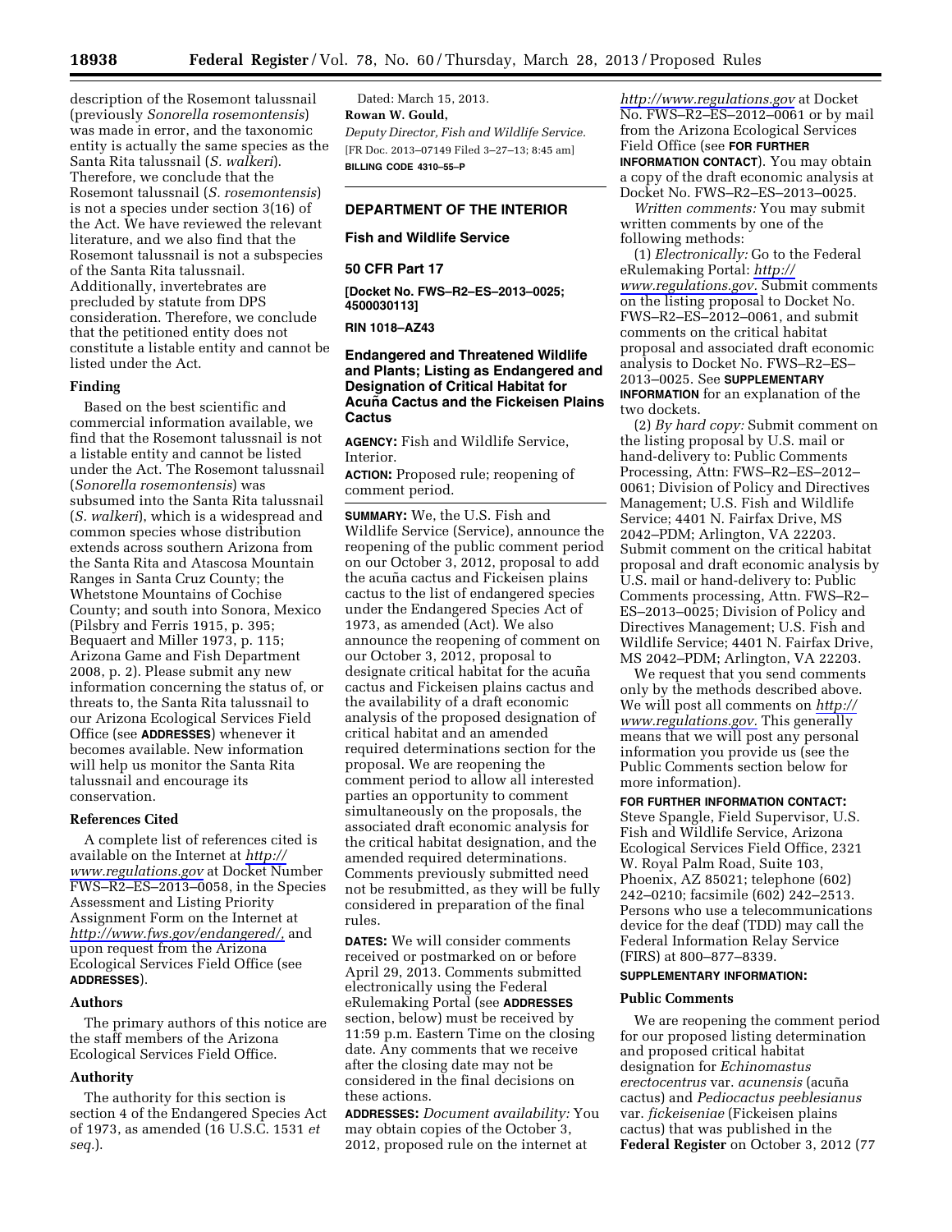description of the Rosemont talussnail (previously *Sonorella rosemontensis*) was made in error, and the taxonomic entity is actually the same species as the Santa Rita talussnail (*S. walkeri*). Therefore, we conclude that the Rosemont talussnail (*S. rosemontensis*) is not a species under section 3(16) of the Act. We have reviewed the relevant literature, and we also find that the Rosemont talussnail is not a subspecies of the Santa Rita talussnail. Additionally, invertebrates are precluded by statute from DPS consideration. Therefore, we conclude that the petitioned entity does not constitute a listable entity and cannot be listed under the Act.

## Finding

Based on the best scientific and commercial information available, we find that the Rosemont talussnail is not a listable entity and cannot be listed under the Act. The Rosemont talussnail (*Sonorella rosemontensis*) was subsumed into the Santa Rita talussnail (*S. walkeri*), which is a widespread and common species whose distribution extends across southern Arizona from the Santa Rita and Atascosa Mountain Ranges in Santa Cruz County; the Whetstone Mountains of Cochise County; and south into Sonora, Mexico (Pilsbry and Ferris 1915, p. 395; Bequaert and Miller 1973, p. 115; Arizona Game and Fish Department 2008, p. 2). Please submit any new information concerning the status of, or threats to, the Santa Rita talussnail to our Arizona Ecological Services Field Office (see **ADDRESSES**) whenever it becomes available. New information will help us monitor the Santa Rita talussnail and encourage its conservation.

## References Cited

A complete list of references cited is available on the Internet at *http://www.regulations.gov* at Docket Number FWS–R2–ES–2013–0058, in the Species Assessment and Listing Priority Assignment Form on the Internet at *http://www.fws.gov/endangered/,* and upon request from the Arizona Ecological Services Field Office (see **ADDRESSES**).

## Authors

The primary authors of this notice are the staff members of the Arizona Ecological Services Field Office.

## Authority

The authority for this section is section 4 of the Endangered Species Act of 1973, as amended (16 U.S.C. 1531 *et seq.*).

Dated: March 15, 2013.

**Rowan W. Gould,**

*Deputy Director, Fish and Wildlife Service.*

[FR Doc. 2013–07149 Filed 3–27–13; 8:45 am]

**BILLING CODE 4310–55–P**

---

# DEPARTMENT OF THE INTERIOR

## Fish and Wildlife Service

## 50 CFR Part 17

**[Docket No. FWS–R2–ES–2013–0025; 4500030113]**

**RIN 1018–AZ43**

## Endangered and Threatened Wildlife and Plants; Listing as Endangered and Designation of Critical Habitat for Acuña Cactus and the Fickeisen Plains Cactus

**AGENCY:** Fish and Wildlife Service, Interior.

**ACTION:** Proposed rule; reopening of comment period.

**SUMMARY:** We, the U.S. Fish and Wildlife Service (Service), announce the reopening of the public comment period on our October 3, 2012, proposal to add the acuña cactus and Fickeisen plains cactus to the list of endangered species under the Endangered Species Act of 1973, as amended (Act). We also announce the reopening of comment on our October 3, 2012, proposal to designate critical habitat for the acuña cactus and Fickeisen plains cactus and the availability of a draft economic analysis of the proposed designation of critical habitat and an amended required determinations section for the proposal. We are reopening the comment period to allow all interested parties an opportunity to comment simultaneously on the proposals, the associated draft economic analysis for the critical habitat designation, and the amended required determinations. Comments previously submitted need not be resubmitted, as they will be fully considered in preparation of the final rules.

**DATES:** We will consider comments received or postmarked on or before April 29, 2013. Comments submitted electronically using the Federal eRulemaking Portal (see **ADDRESSES** section, below) must be received by 11:59 p.m. Eastern Time on the closing date. Any comments that we receive after the closing date may not be considered in the final decisions on these actions.

**ADDRESSES:** *Document availability:* You may obtain copies of the October 3, 2012, proposed rule on the internet at *http://www.regulations.gov* at Docket No. FWS–R2–ES–2012–0061 or by mail from the Arizona Ecological Services Field Office (see **FOR FURTHER INFORMATION CONTACT**). You may obtain a copy of the draft economic analysis at Docket No. FWS–R2–ES–2013–0025.

*Written comments:* You may submit written comments by one of the following methods:

(1) *Electronically:* Go to the Federal eRulemaking Portal: *http://www.regulations.gov.* Submit comments on the listing proposal to Docket No. FWS–R2–ES–2012–0061, and submit comments on the critical habitat proposal and associated draft economic analysis to Docket No. FWS–R2–ES–2013–0025. See **SUPPLEMENTARY INFORMATION** for an explanation of the two dockets.

(2) *By hard copy:* Submit comment on the listing proposal by U.S. mail or hand-delivery to: Public Comments Processing, Attn: FWS–R2–ES–2012–0061; Division of Policy and Directives Management; U.S. Fish and Wildlife Service; 4401 N. Fairfax Drive, MS 2042–PDM; Arlington, VA 22203. Submit comment on the critical habitat proposal and draft economic analysis by U.S. mail or hand-delivery to: Public Comments processing, Attn. FWS–R2–ES–2013–0025; Division of Policy and Directives Management; U.S. Fish and Wildlife Service; 4401 N. Fairfax Drive, MS 2042–PDM; Arlington, VA 22203.

We request that you send comments only by the methods described above. We will post all comments on *http://www.regulations.gov.* This generally means that we will post any personal information you provide us (see the Public Comments section below for more information).

**FOR FURTHER INFORMATION CONTACT:** Steve Spangle, Field Supervisor, U.S. Fish and Wildlife Service, Arizona Ecological Services Field Office, 2321 W. Royal Palm Road, Suite 103, Phoenix, AZ 85021; telephone (602) 242–0210; facsimile (602) 242–2513. Persons who use a telecommunications device for the deaf (TDD) may call the Federal Information Relay Service (FIRS) at 800–877–8339.

**SUPPLEMENTARY INFORMATION:**

## Public Comments

We are reopening the comment period for our proposed listing determination and proposed critical habitat designation for *Echinomastus erectocentrus* var. *acunensis* (acuña cactus) and *Pediocactus peeblesianus* var. *fickeiseniae* (Fickeisen plains cactus) that was published in the **Federal Register** on October 3, 2012 (77